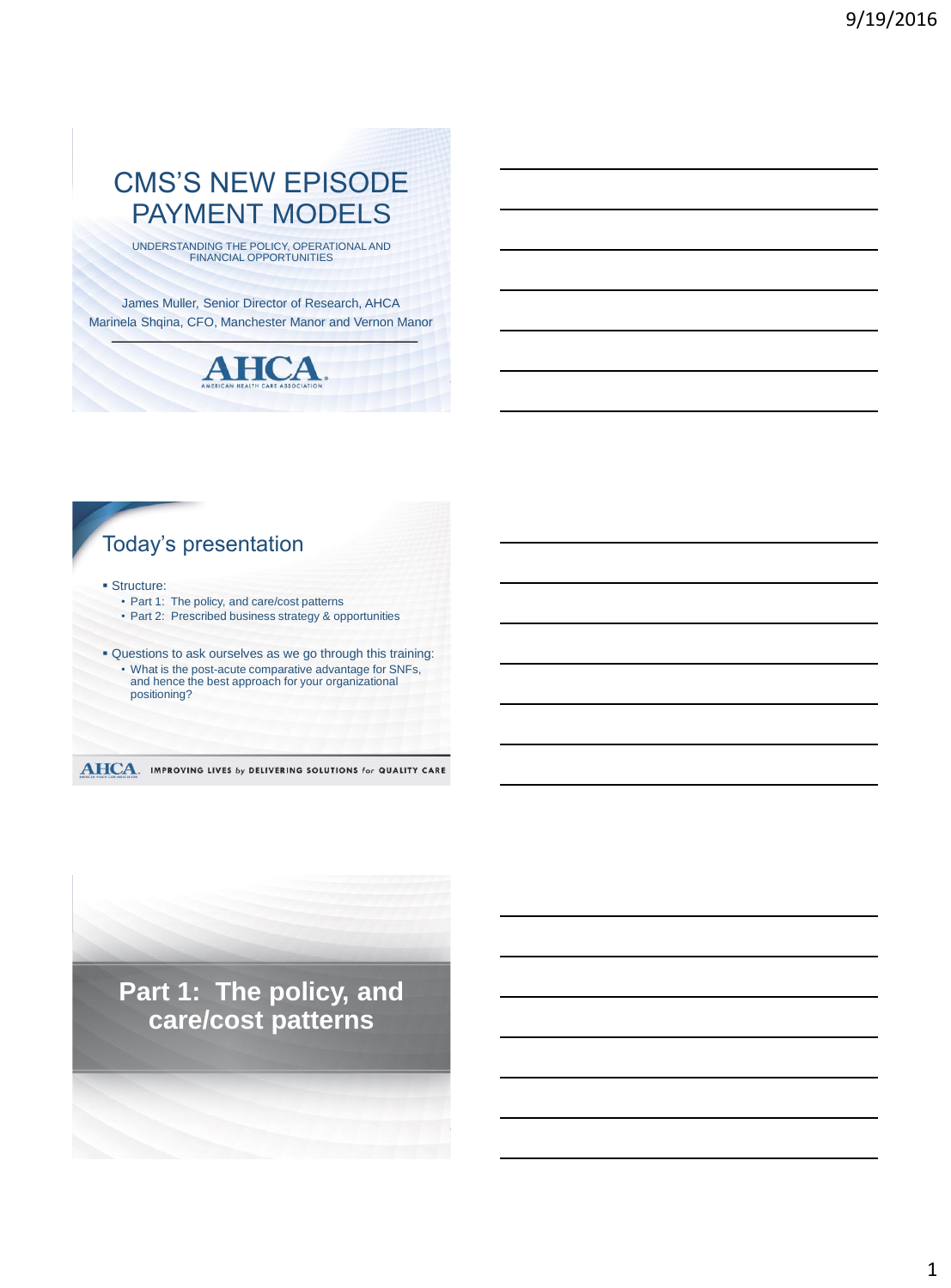# CMS'S NEW EPISODE PAYMENT MODELS

UNDERSTANDING THE POLICY, OPERATIONAL AND FINANCIAL OPPORTUNITIES

James Muller, Senior Director of Research, AHCA
Marinela Shqina, CFO, Manchester Manor and Vernon Manor

AHCA
AMERICAN HEALTH CARE ASSOCIATION

## Today's presentation

- Structure:
  - Part 1: The policy, and care/cost patterns
  - Part 2: Prescribed business strategy & opportunities
- Questions to ask ourselves as we go through this training:
  - What is the post-acute comparative advantage for SNFs, and hence the best approach for your organizational positioning?

AHCA IMPROVING LIVES *by* DELIVERING SOLUTIONS *for* QUALITY CARE

## Part 1: The policy, and care/cost patterns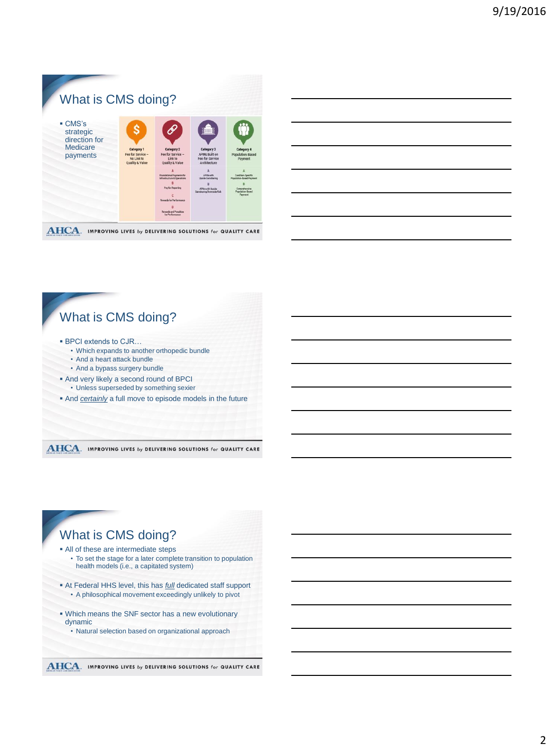## What is CMS doing?

- CMS's strategic direction for Medicare payments

| Category 1<br>Fee for Service – No Link to Quality & Value | Category 2<br>Fee for Service – Link to Quality & Value | Category 3<br>APMs Built on Fee-for-Service Architecture | Category 4<br>Population-Based Payment |
|---|---|---|---|
| | A<br>Foundational Payments for Infrastructure & Operations | A<br>APMs with Upside Gainsharing | A<br>Condition-Specific Population-Based Payment |
| | B<br>Pay for Reporting | B<br>APMs with Upside Gainsharing/Downside Risk | B<br>Comprehensive Population-Based Payment |
| | C<br>Rewards for Performance | | |
| | D<br>Rewards and Penalties for Performance | | |

## What is CMS doing?

- BPCI extends to CJR…
  - Which expands to another orthopedic bundle
  - And a heart attack bundle
  - And a bypass surgery bundle
- And very likely a second round of BPCI
  - Unless superseded by something sexier
- And *certainly* a full move to episode models in the future

## What is CMS doing?

- All of these are intermediate steps
  - To set the stage for a later complete transition to population health models (i.e., a capitated system)
- At Federal HHS level, this has *full* dedicated staff support
  - A philosophical movement exceedingly unlikely to pivot
- Which means the SNF sector has a new evolutionary dynamic
  - Natural selection based on organizational approach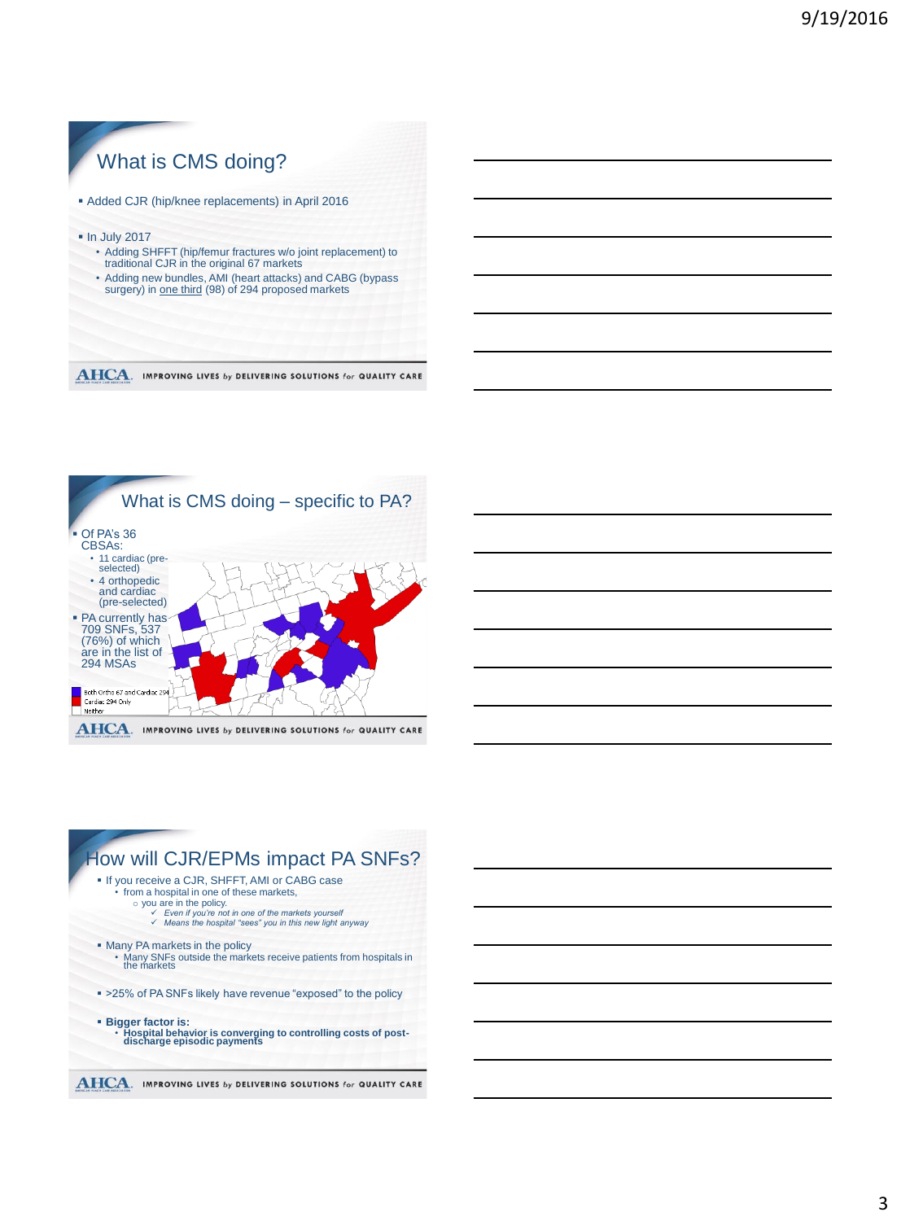## What is CMS doing?

- Added CJR (hip/knee replacements) in April 2016
- In July 2017
  - Adding SHFFT (hip/femur fractures w/o joint replacement) to traditional CJR in the original 67 markets
  - Adding new bundles, AMI (heart attacks) and CABG (bypass surgery) in one third (98) of 294 proposed markets

AHCA. IMPROVING LIVES by DELIVERING SOLUTIONS for QUALITY CARE

## What is CMS doing – specific to PA?

- Of PA's 36 CBSAs:
  - 11 cardiac (pre-selected)
  - 4 orthopedic and cardiac (pre-selected)
- PA currently has 709 SNFs, 537 (76%) of which are in the list of 294 MSAs

Both Ortho 67 and Cardiac 294
Cardiac 294 Only
Neither

AHCA. IMPROVING LIVES by DELIVERING SOLUTIONS for QUALITY CARE

## How will CJR/EPMs impact PA SNFs?

- If you receive a CJR, SHFFT, AMI or CABG case
  - from a hospital in one of these markets,
    - you are in the policy.
      - ✓ *Even if you're not in one of the markets yourself*
      - ✓ *Means the hospital "sees" you in this new light anyway*
- Many PA markets in the policy
  - Many SNFs outside the markets receive patients from hospitals in the markets
- >25% of PA SNFs likely have revenue "exposed" to the policy
- **Bigger factor is:**
  - **Hospital behavior is converging to controlling costs of post-discharge episodic payments**

AHCA. IMPROVING LIVES by DELIVERING SOLUTIONS for QUALITY CARE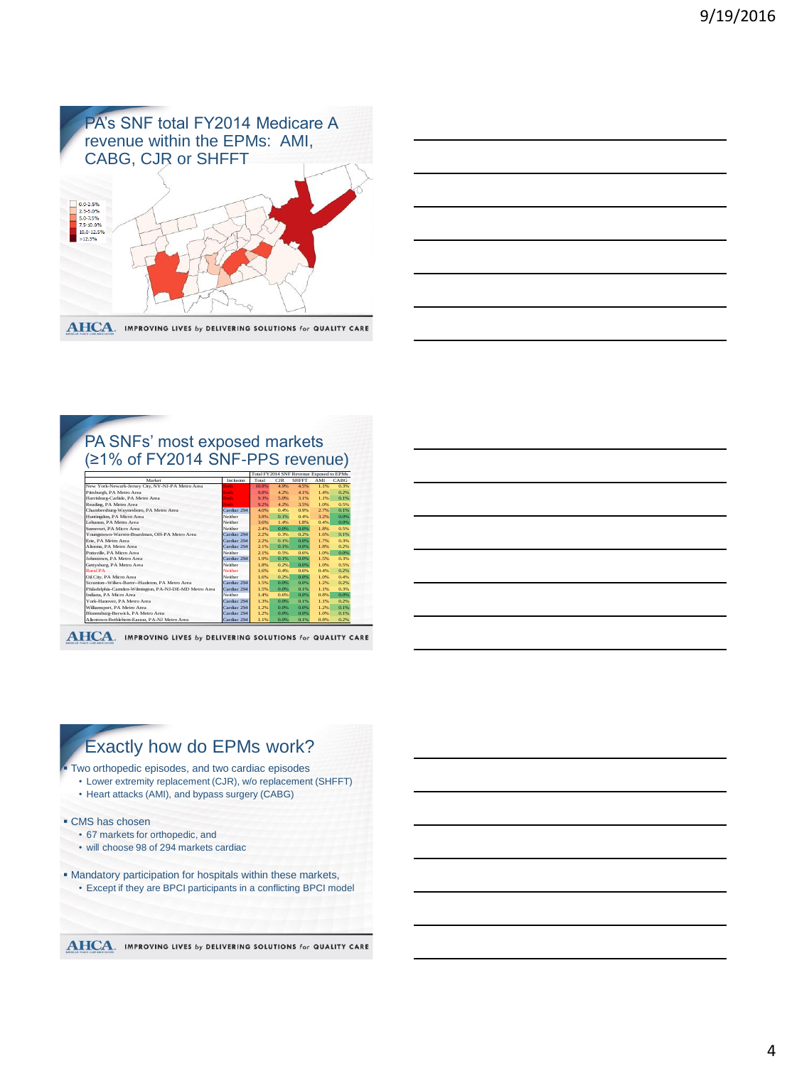## PA's SNF total FY2014 Medicare A revenue within the EPMs: AMI, CABG, CJR or SHFFT

0.0-2.5%
2.5-5.0%
5.0-7.5%
7.5-10.0%
10.0-12.5%
>12.5%

## PA SNFs' most exposed markets (≥1% of FY2014 SNF-PPS revenue)

| Market | Inclusion | Total FY2014 SNF Revenue Exposed to EPMs | | | | |
|---|---|---|---|---|---|---|
| | | Total | CJR | SHFFT | AMI | CABG |
| New York-Newark-Jersey City, NY-NJ-PA Metro Area | Both | 10.8% | 4.9% | 4.5% | 1.1% | 0.3% |
| Pittsburgh, PA Metro Area | Both | 9.8% | 4.2% | 4.1% | 1.4% | 0.2% |
| Harrisburg-Carlisle, PA Metro Area | Both | 9.3% | 5.0% | 3.1% | 1.1% | 0.1% |
| Reading, PA Metro Area | Both | 9.2% | 4.2% | 3.5% | 1.0% | 0.5% |
| Chambersburg-Waynesboro, PA Metro Area | Cardiac 294 | 4.0% | 0.4% | 0.9% | 2.7% | 0.1% |
| Huntingdon, PA Micro Area | Neither | 3.8% | 0.1% | 0.4% | 3.2% | 0.0% |
| Lebanon, PA Metro Area | Neither | 3.6% | 1.4% | 1.8% | 0.4% | 0.0% |
| Somerset, PA Micro Area | Neither | 2.4% | 0.0% | 0.0% | 1.8% | 0.5% |
| Youngstown-Warren-Boardman, OH-PA Metro Area | Cardiac 294 | 2.2% | 0.3% | 0.2% | 1.6% | 0.1% |
| Erie, PA Metro Area | Cardiac 294 | 2.2% | 0.1% | 0.0% | 1.7% | 0.3% |
| Altoona, PA Metro Area | Cardiac 294 | 2.1% | 0.1% | 0.0% | 1.8% | 0.2% |
| Pottsville, PA Micro Area | Neither | 2.1% | 0.5% | 0.6% | 1.0% | 0.0% |
| Johnstown, PA Metro Area | Cardiac 294 | 1.9% | 0.1% | 0.0% | 1.5% | 0.3% |
| Gettysburg, PA Metro Area | Neither | 1.8% | 0.2% | 0.0% | 1.0% | 0.5% |
| Rural PA | Neither | 1.6% | 0.4% | 0.6% | 0.4% | 0.2% |
| Oil City, PA Micro Area | Neither | 1.6% | 0.2% | 0.0% | 1.0% | 0.4% |
| Scranton--Wilkes-Barre--Hazleton, PA Metro Area | Cardiac 294 | 1.5% | 0.0% | 0.0% | 1.2% | 0.2% |
| Philadelphia-Camden-Wilmington, PA-NJ-DE-MD Metro Area | Cardiac 294 | 1.5% | 0.0% | 0.1% | 1.1% | 0.3% |
| Indiana, PA Micro Area | Neither | 1.4% | 0.6% | 0.0% | 0.8% | 0.0% |
| York-Hanover, PA Metro Area | Cardiac 294 | 1.3% | 0.0% | 0.1% | 1.1% | 0.2% |
| Williamsport, PA Metro Area | Cardiac 294 | 1.2% | 0.0% | 0.0% | 1.2% | 0.1% |
| Bloomsburg-Berwick, PA Metro Area | Cardiac 294 | 1.2% | 0.0% | 0.0% | 1.0% | 0.1% |
| Allentown-Bethlehem-Easton, PA-NJ Metro Area | Cardiac 294 | 1.1% | 0.0% | 0.1% | 0.8% | 0.2% |

## Exactly how do EPMs work?

- Two orthopedic episodes, and two cardiac episodes
  - Lower extremity replacement (CJR), w/o replacement (SHFFT)
  - Heart attacks (AMI), and bypass surgery (CABG)
- CMS has chosen
  - 67 markets for orthopedic, and
  - will choose 98 of 294 markets cardiac
- Mandatory participation for hospitals within these markets,
  - Except if they are BPCI participants in a conflicting BPCI model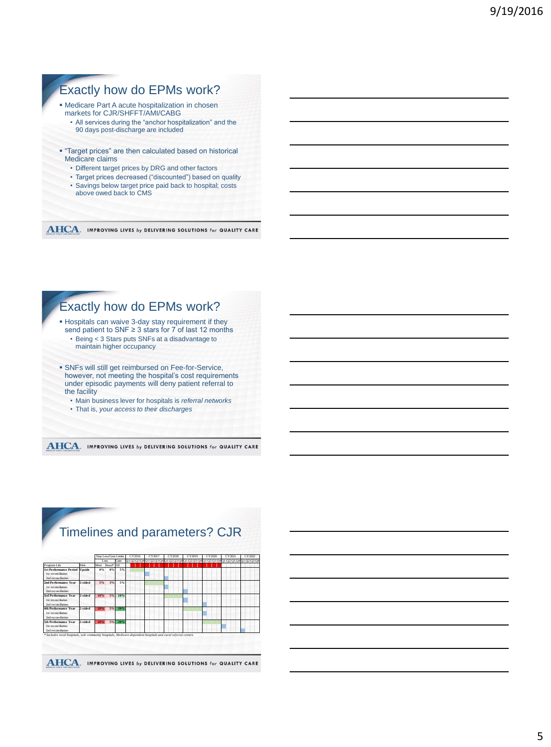## Exactly how do EPMs work?

- Medicare Part A acute hospitalization in chosen markets for CJR/SHFFT/AMI/CABG
  - All services during the "anchor hospitalization" and the 90 days post-discharge are included
- "Target prices" are then calculated based on historical Medicare claims
  - Different target prices by DRG and other factors
  - Target prices decreased ("discounted") based on quality
  - Savings below target price paid back to hospital; costs above owed back to CMS

## Exactly how do EPMs work?

- Hospitals can waive 3-day stay requirement if they send patient to SNF ≥ 3 stars for 7 of last 12 months
  - Being < 3 Stars puts SNFs at a disadvantage to maintain higher occupancy
- SNFs will still get reimbursed on Fee-for-Service, however, not meeting the hospital's cost requirements under episodic payments will deny patient referral to the facility
  - Main business lever for hospitals is *referral networks*
  - That is, *your access to their discharges*

## Timelines and parameters? CJR

| Program Life | Risk | Stop Loss/Gain Limits: Loss – Most | Loss – Rural* | Gain – All |
|---|---|---|---|---|
| 1st Performance Period | Upside | 0% | 0% | 5% |
| 1st reconciliation | | | | |
| 2nd reconciliation | | | | |
| 2nd Performance Year | 2-sided | 5% | 3% | 5% |
| 1st reconciliation | | | | |
| 2nd reconciliation | | | | |
| 3rd Performance Year | 2-sided | 10% | 5% | 10% |
| 1st reconciliation | | | | |
| 2nd reconciliation | | | | |
| 4th Performance Year | 2-sided | 20% | 5% | 20% |
| 1st reconciliation | | | | |
| 2nd reconciliation | | | | |
| 5th Performance Year | 2-sided | 20% | 5% | 20% |
| 1st reconciliation | | | | |
| 2nd reconciliation | | | | |

*Includes rural hospitals, sole community hospitals, Medicare-dependent hospitals and rural referral centers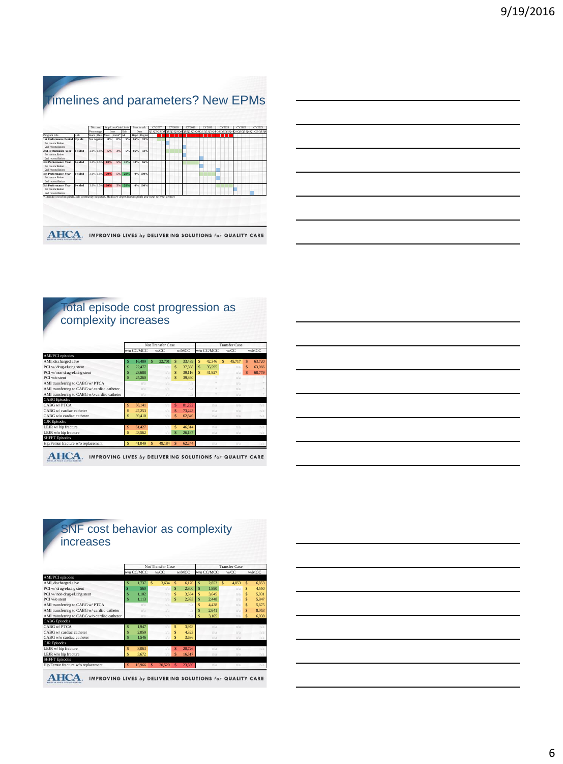# Timelines and parameters? New EPMs

| Program Life | Risk | Discount Percentage Worst | Discount Percentage Best | Stop Loss/Gain Limits Loss Most | Stop Loss/Gain Limits Loss Rural* | Stop Loss/Gain Limits Gain All | Benchmark Data Hosp'l | Benchmark Data Region |
|---|---|---|---|---|---|---|---|---|
| 1st Performance Period | Upside | Not Applied | | 0% | 0% | 5% | 66% | 33% |
| 1st reconciliation | | | | | | | | |
| 2nd reconciliation | | | | | | | | |
| 2nd Performance Year | 2-sided | 2.0% | 0.5% | 5% | 3% | 5% | 66% | 33% |
| 1st reconciliation | | | | | | | | |
| 2nd reconciliation | | | | | | | | |
| 3rd Performance Year | 2-sided | 2.0% | 0.5% | 10% | 5% | 10% | 33% | 66% |
| 1st reconciliation | | | | | | | | |
| 2nd reconciliation | | | | | | | | |
| 4th Performance Year | 2-sided | 3.0% | 1.5% | 20% | 5% | 20% | 0% | 100% |
| 1st reconciliation | | | | | | | | |
| 2nd reconciliation | | | | | | | | |
| 5th Performance Year | 2-sided | 3.0% | 1.5% | 20% | 5% | 20% | 0% | 100% |
| 1st reconciliation | | | | | | | | |
| 2nd reconciliation | | | | | | | | |

* Includes rural hospitals, sole community hospitals, Medicare-dependent hospitals and rural referral centers

# Total episode cost progression as complexity increases

| | Not Transfer Case w/o CC/MCC | Not Transfer Case w/CC | Not Transfer Case w/MCC | Transfer Case w/o CC/MCC | Transfer Case w/CC | Transfer Case w/MCC |
|---|---|---|---|---|---|---|
| **AMI/PCI episodes** | | | | | | |
| AMI, discharged alive | $ 16,489 | $ 22,701 | $ 33,439 | $ 42,346 | $ 45,717 | $ 63,720 |
| PCI w/ drug-eluting stent | $ 22,477 | n/a | $ 37,368 | $ 35,595 | n/a | $ 63,066 |
| PCI w/ non-drug-eluting stent | $ 23,688 | n/a | $ 39,116 | $ 41,927 | n/a | $ 68,779 |
| PCI w/o stent | $ 25,260 | n/a | $ 39,360 | | n/a | |
| AMI transferring to CABG w/ PTCA | n/a | n/a | n/a | | n/a | |
| AMI transferring to CABG w/ cardiac catheter | n/a | n/a | n/a | | n/a | |
| AMI transferring to CABG w/o cardiac catheter | n/a | n/a | n/a | | n/a | |
| **CABG Episodes** | | | | | | |
| CABG w/ PTCA | $ 56,141 | n/a | $ 81,222 | n/a | n/a | n/a |
| CABG w/ cardiac catheter | $ 47,253 | n/a | $ 73,243 | n/a | n/a | n/a |
| CABG w/o cardiac catheter | $ 39,410 | n/a | $ 62,849 | n/a | n/a | n/a |
| **CJR Episodes** | | | | | | |
| LEJR w/ hip fracture | $ 61,427 | n/a | $ 46,814 | n/a | n/a | n/a |
| LEJR w/o hip fracture | $ 43,562 | n/a | $ 26,187 | n/a | n/a | n/a |
| **SHFFT Episodes** | | | | | | |
| Hip/Femur fracture w/o replacement | $ 41,049 | $ 49,184 | $ 62,244 | n/a | n/a | n/a |

# SNF cost behavior as complexity increases

| | Not Transfer Case w/o CC/MCC | Not Transfer Case w/CC | Not Transfer Case w/MCC | Transfer Case w/o CC/MCC | Transfer Case w/CC | Transfer Case w/MCC |
|---|---|---|---|---|---|---|
| **AMI/PCI episodes** | | | | | | |
| AMI, discharged alive | $ 1,737 | $ 3,634 | $ 6,170 | $ 2,853 | $ 4,853 | $ 6,853 |
| PCI w/ drug-eluting stent | $ 560 | n/a | $ 2,300 | $ 1,890 | n/a | $ 4,550 |
| PCI w/ non-drug-eluting stent | $ 1,102 | n/a | $ 3,554 | $ 3,645 | n/a | $ 5,031 |
| PCI w/o stent | $ 1,113 | n/a | $ 2,933 | $ 2,448 | n/a | $ 5,847 |
| AMI transferring to CABG w/ PTCA | n/a | n/a | n/a | $ 4,438 | n/a | $ 5,675 |
| AMI transferring to CABG w/ cardiac catheter | n/a | n/a | n/a | $ 2,641 | n/a | $ 8,053 |
| AMI transferring to CABG w/o cardiac catheter | n/a | n/a | n/a | $ 3,165 | n/a | $ 6,038 |
| **CABG Episodes** | | | | | | |
| CABG w/ PTCA | $ 1,947 | n/a | $ 3,978 | n/a | n/a | n/a |
| CABG w/ cardiac catheter | $ 2,059 | n/a | $ 4,323 | n/a | n/a | n/a |
| CABG w/o cardiac catheter | $ 1,546 | n/a | $ 3,636 | n/a | n/a | n/a |
| **CJR Episodes** | | | | | | |
| LEJR w/ hip fracture | $ 8,063 | n/a | $ 20,726 | n/a | n/a | n/a |
| LEJR w/o hip fracture | $ 3,672 | n/a | $ 16,517 | n/a | n/a | n/a |
| **SHFFT Episodes** | | | | | | |
| Hip/Femur fracture w/o replacement | $ 15,966 | $ 20,520 | $ 23,569 | n/a | n/a | n/a |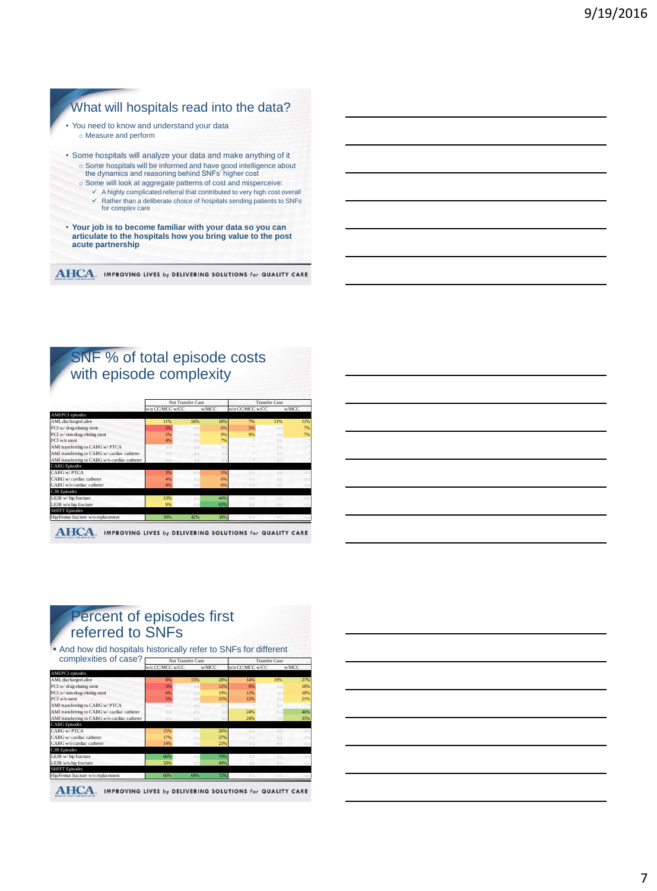## What will hospitals read into the data?

- You need to know and understand your data
  - Measure and perform
- Some hospitals will analyze your data and make anything of it
  - Some hospitals will be informed and have good intelligence about the dynamics and reasoning behind SNFs' higher cost
  - Some will look at aggregate patterns of cost and misperceive:
    - ✓ A highly complicated referral that contributed to very high cost overall
    - ✓ Rather than a deliberate choice of hospitals sending patients to SNFs for complex care
- **Your job is to become familiar with your data so you can articulate to the hospitals how you bring value to the post acute partnership**

## SNF % of total episode costs with episode complexity

| | Not Transfer Case | | | Transfer Case | | |
|---|---|---|---|---|---|---|
| | w/o CC/MCC | w/CC | w/MCC | w/o CC/MCC | w/CC | w/MCC |
| **AMI/PCI episodes** | | | | | | |
| AMI, discharged alive | 11% | 16% | 18% | 7% | 11% | 11% |
| PCI w/ drug-eluting stent | 2% | n/a | 6% | 5% | n/a | 7% |
| PCI w/ non-drug-eluting stent | 5% | n/a | 9% | 9% | n/a | 7% |
| PCI w/o stent | 4% | n/a | 7% | * | n/a | * |
| AMI transferring to CABG w/ PTCA | n/a | n/a | n/a | * | n/a | * |
| AMI transferring to CABG w/ cardiac catheter | n/a | n/a | n/a | * | n/a | * |
| AMI transferring to CABG w/o cardiac catheter | n/a | n/a | n/a | * | n/a | * |
| **CABG Episodes** | | | | | | |
| CABG w/ PTCA | 3% | n/a | 5% | n/a | n/a | n/a |
| CABG w/ cardiac catheter | 4% | n/a | 6% | n/a | n/a | n/a |
| CABG w/o cardiac catheter | 4% | n/a | 6% | n/a | n/a | n/a |
| **CJR Episodes** | | | | | | |
| LEJR w/ hip fracture | 13% | n/a | 44% | n/a | n/a | n/a |
| LEJR w/o hip fracture | 8% | n/a | 63% | n/a | n/a | n/a |
| **SHFFT Episodes** | | | | | | |
| Hip/Femur fracture w/o replacement | 39% | 42% | 38% | n/a | n/a | n/a |

## Percent of episodes first referred to SNFs

- And how did hospitals historically refer to SNFs for different complexities of case?

| | Not Transfer Case | | | Transfer Case | | |
|---|---|---|---|---|---|---|
| | w/o CC/MCC | w/CC | w/MCC | w/o CC/MCC | w/CC | w/MCC |
| **AMI/PCI episodes** | | | | | | |
| AMI, discharged alive | 8% | 15% | 28% | 14% | 19% | 27% |
| PCI w/ drug-eluting stent | 3% | n/a | 12% | 8% | n/a | 18% |
| PCI w/ non-drug-eluting stent | 6% | n/a | 19% | 13% | n/a | 18% |
| PCI w/o stent | 5% | n/a | 15% | 12% | n/a | 21% |
| AMI transferring to CABG w/ PTCA | n/a | n/a | n/a | * | n/a | * |
| AMI transferring to CABG w/ cardiac catheter | n/a | n/a | n/a | 24% | n/a | 46% |
| AMI transferring to CABG w/o cardiac catheter | n/a | n/a | n/a | 24% | n/a | 35% |
| **CABG Episodes** | | | | | | |
| CABG w/ PTCA | 15% | n/a | 26% | n/a | n/a | n/a |
| CABG w/ cardiac catheter | 17% | n/a | 27% | n/a | n/a | n/a |
| CABG w/o cardiac catheter | 14% | n/a | 23% | n/a | n/a | n/a |
| **CJR Episodes** | | | | | | |
| LEJR w/ hip fracture | 66% | n/a | 70% | n/a | n/a | n/a |
| LEJR w/o hip fracture | 33% | n/a | 49% | n/a | n/a | n/a |
| **SHFFT Episodes** | | | | | | |
| Hip/Femur fracture w/o replacement | 60% | 69% | 72% | n/a | n/a | n/a |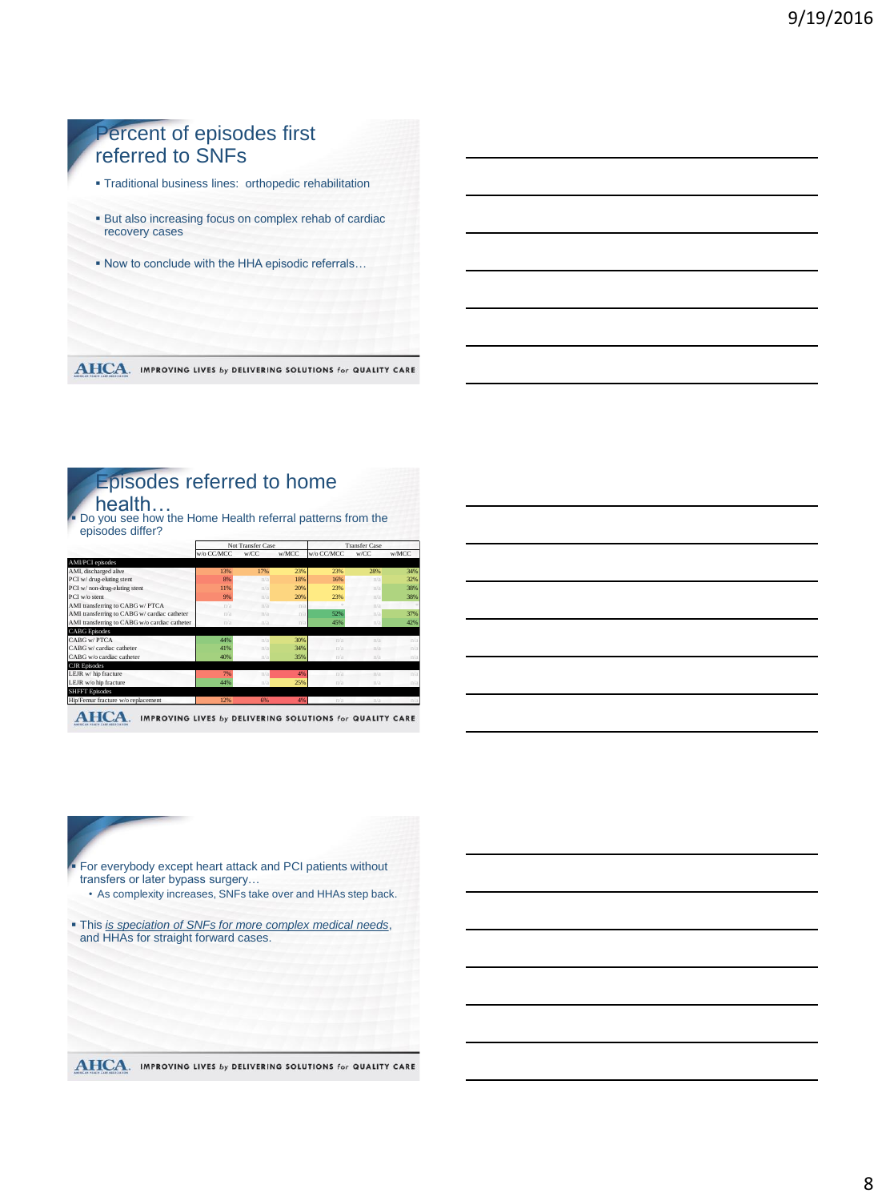## Percent of episodes first referred to SNFs

- Traditional business lines: orthopedic rehabilitation
- But also increasing focus on complex rehab of cardiac recovery cases
- Now to conclude with the HHA episodic referrals…

AHCA. IMPROVING LIVES by DELIVERING SOLUTIONS for QUALITY CARE

## Episodes referred to home health…

- Do you see how the Home Health referral patterns from the episodes differ?

| | Not Transfer Case | | | Transfer Case | | |
|---|---|---|---|---|---|---|
| | w/o CC/MCC | w/CC | w/MCC | w/o CC/MCC | w/CC | w/MCC |
| **AMI/PCI episodes** | | | | | | |
| AMI, discharged alive | 13% | 17% | 23% | 23% | 28% | 34% |
| PCI w/ drug-eluting stent | 8% | n/a | 18% | 16% | n/a | 32% |
| PCI w/ non-drug-eluting stent | 11% | n/a | 20% | 23% | n/a | 38% |
| PCI w/o stent | 9% | n/a | 20% | 23% | n/a | 38% |
| AMI transferring to CABG w/ PTCA | n/a | n/a | n/a | ? | n/a | |
| AMI transferring to CABG w/ cardiac catheter | n/a | n/a | n/a | 52% | n/a | 37% |
| AMI transferring to CABG w/o cardiac catheter | n/a | n/a | n/a | 45% | n/a | 42% |
| **CABG Episodes** | | | | | | |
| CABG w/ PTCA | 44% | n/a | 30% | n/a | n/a | n/a |
| CABG w/ cardiac catheter | 41% | n/a | 34% | n/a | n/a | n/a |
| CABG w/o cardiac catheter | 40% | n/a | 35% | n/a | n/a | n/a |
| **CJR Episodes** | | | | | | |
| LEJR w/ hip fracture | 7% | n/a | 4% | n/a | n/a | n/a |
| LEJR w/o hip fracture | 44% | n/a | 25% | n/a | n/a | n/a |
| **SHFFT Episodes** | | | | | | |
| Hip/Femur fracture w/o replacement | 12% | 6% | 4% | n/a | n/a | n/a |

AHCA. IMPROVING LIVES by DELIVERING SOLUTIONS for QUALITY CARE

- For everybody except heart attack and PCI patients without transfers or later bypass surgery…
  - As complexity increases, SNFs take over and HHAs step back.
- This *is speciation of SNFs for more complex medical needs*, and HHAs for straight forward cases.

AHCA. IMPROVING LIVES by DELIVERING SOLUTIONS for QUALITY CARE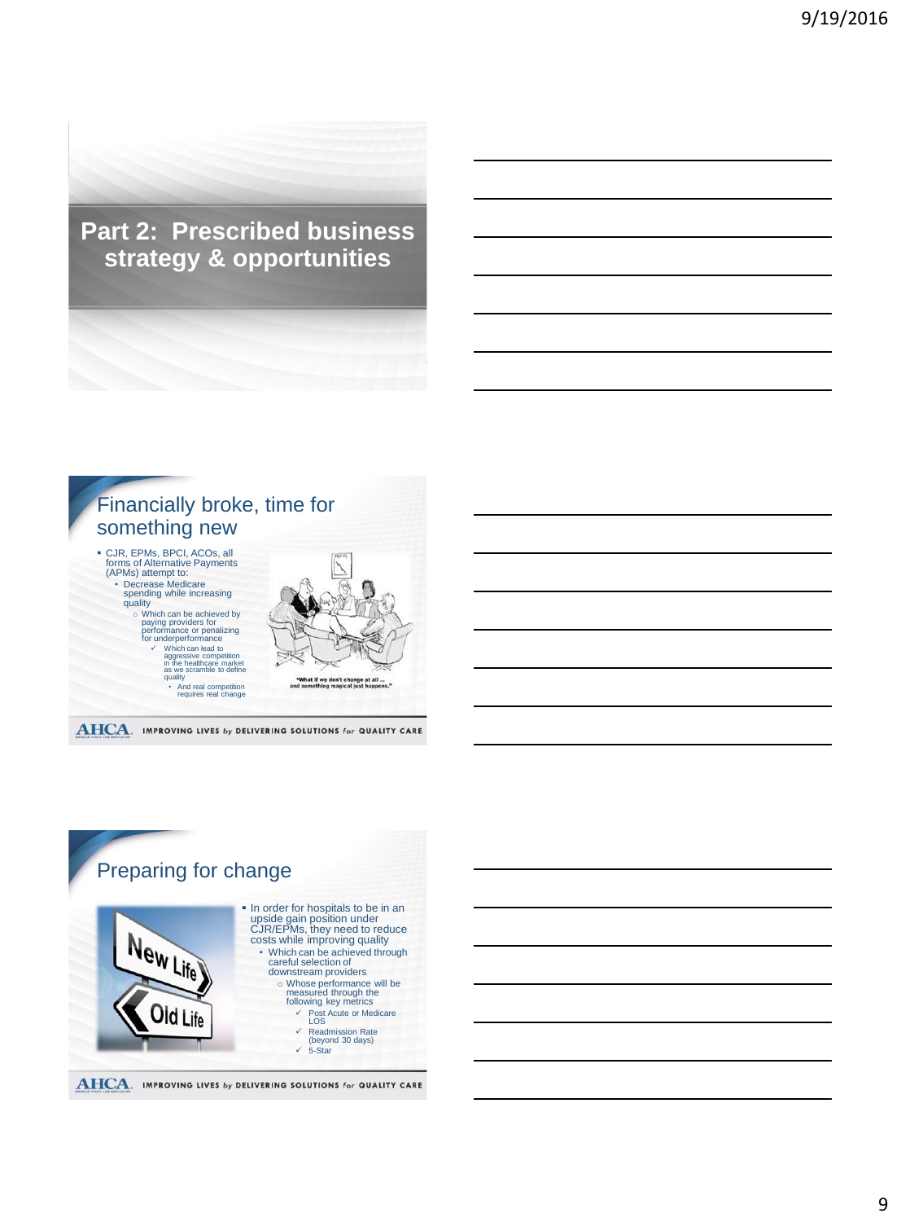# Part 2: Prescribed business strategy & opportunities

## Financially broke, time for something new

- CJR, EPMs, BPCI, ACOs, all forms of Alternative Payments (APMs) attempt to:
  - Decrease Medicare spending while increasing quality
    - Which can be achieved by paying providers for performance or penalizing for underperformance
      - ✓ Which can lead to aggressive competition in the healthcare market as we scramble to define quality
        - And real competition requires real change

"What if we don't change at all ... and something magical just happens."

AHCA. IMPROVING LIVES by DELIVERING SOLUTIONS for QUALITY CARE

## Preparing for change

New Life / Old Life

- In order for hospitals to be in an upside gain position under CJR/EPMs, they need to reduce costs while improving quality
  - Which can be achieved through careful selection of downstream providers
    - Whose performance will be measured through the following key metrics
      - ✓ Post Acute or Medicare LOS
      - ✓ Readmission Rate (beyond 30 days)
      - ✓ 5-Star

AHCA. IMPROVING LIVES by DELIVERING SOLUTIONS for QUALITY CARE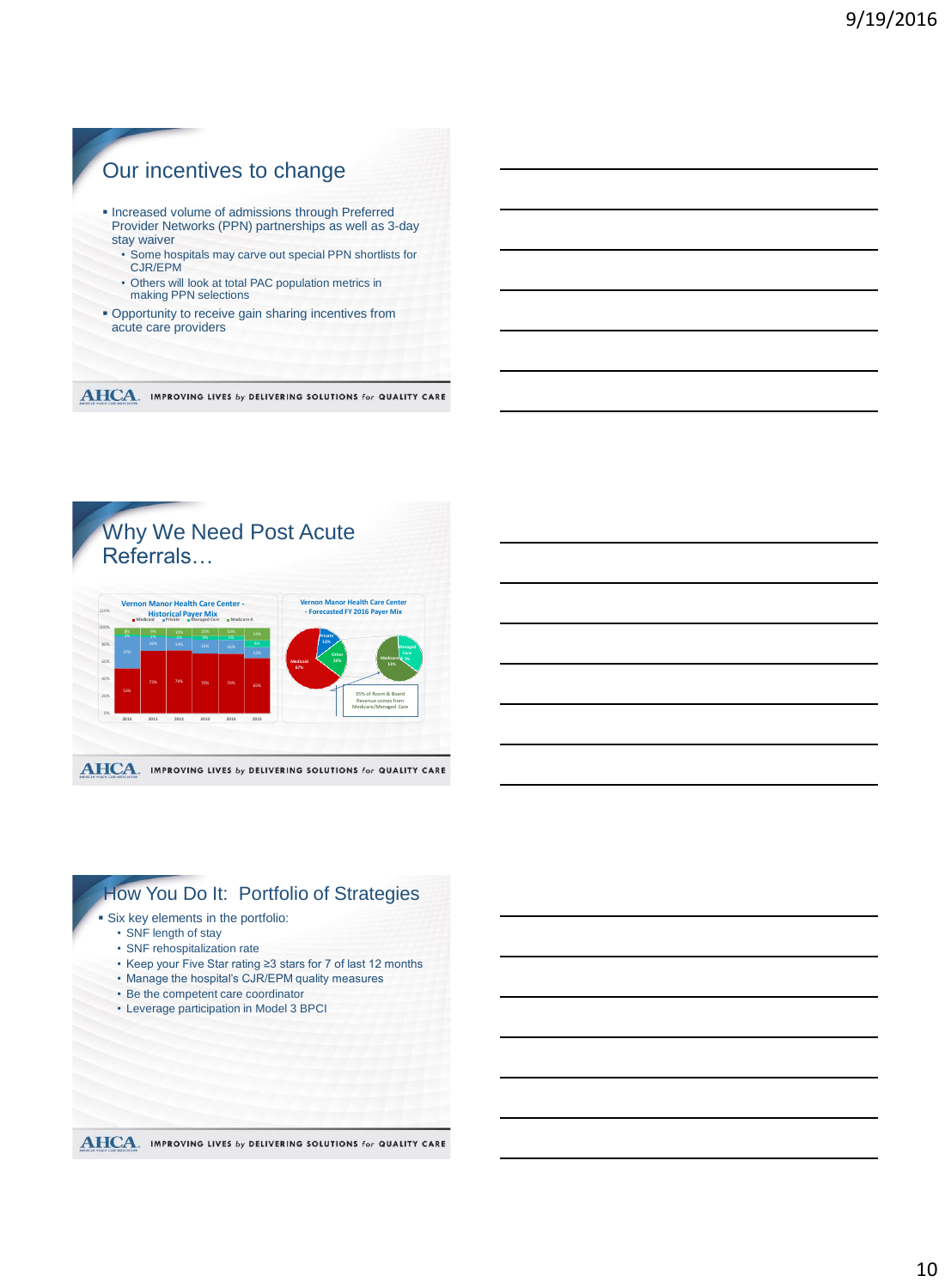## Our incentives to change

- Increased volume of admissions through Preferred Provider Networks (PPN) partnerships as well as 3-day stay waiver
  - Some hospitals may carve out special PPN shortlists for CJR/EPM
  - Others will look at total PAC population metrics in making PPN selections
- Opportunity to receive gain sharing incentives from acute care providers

## Why We Need Post Acute Referrals…

Vernon Manor Health Care Center - Historical Payer Mix

Vernon Manor Health Care Center - Forecasted FY 2016 Payer Mix

35% of Room & Board Revenue comes from Medicare/Managed Care

## How You Do It: Portfolio of Strategies

- Six key elements in the portfolio:
  - SNF length of stay
  - SNF rehospitalization rate
  - Keep your Five Star rating ≥3 stars for 7 of last 12 months
  - Manage the hospital's CJR/EPM quality measures
  - Be the competent care coordinator
  - Leverage participation in Model 3 BPCI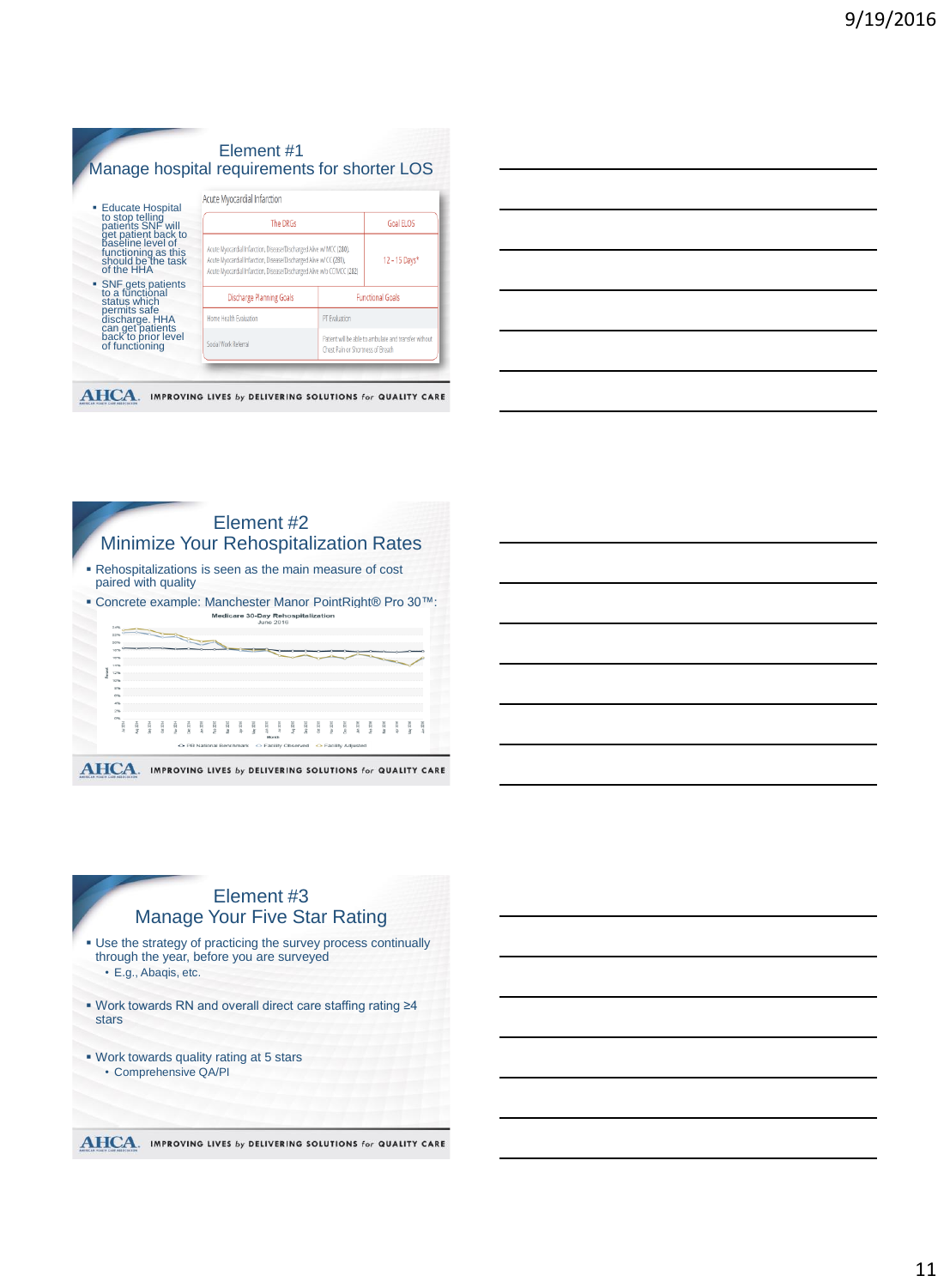## Element #1
## Manage hospital requirements for shorter LOS

- Educate Hospital to stop telling patients SNF will get patient back to baseline level of functioning as this should be the task of the HHA
- SNF gets patients to a functional status which permits safe discharge. HHA can get patients back to prior level of functioning

Acute Myocardial Infarction

| The DRGs | | Goal ELOS |
|---|---|---|
| Acute Myocardial Infarction, Disease Discharged Alive w MCC (280), Acute Myocardial Infarction, Disease Discharged Alive w CC (281), Acute Myocardial Infarction, Disease Discharged Alive w/o CC/MCC (282) | | 12 - 15 Days* |
| Discharge Planning Goals | Functional Goals | |
| Home Health Evaluation | PT Evaluation | |
| Social Work Referral | Patient will be able to ambulate and transfer without Chest Pain or Shortness of Breath | |

AHCA. IMPROVING LIVES by DELIVERING SOLUTIONS for QUALITY CARE

## Element #2
## Minimize Your Rehospitalization Rates

- Rehospitalizations is seen as the main measure of cost paired with quality
- Concrete example: Manchester Manor PointRight® Pro 30™:

Medicare 30-Day Rehospitalization
June 2016

PR National Benchmark · Facility Observed · Facility Adjusted

AHCA. IMPROVING LIVES by DELIVERING SOLUTIONS for QUALITY CARE

## Element #3
## Manage Your Five Star Rating

- Use the strategy of practicing the survey process continually through the year, before you are surveyed
  - E.g., Abaqis, etc.
- Work towards RN and overall direct care staffing rating ≥4 stars
- Work towards quality rating at 5 stars
  - Comprehensive QA/PI

AHCA. IMPROVING LIVES by DELIVERING SOLUTIONS for QUALITY CARE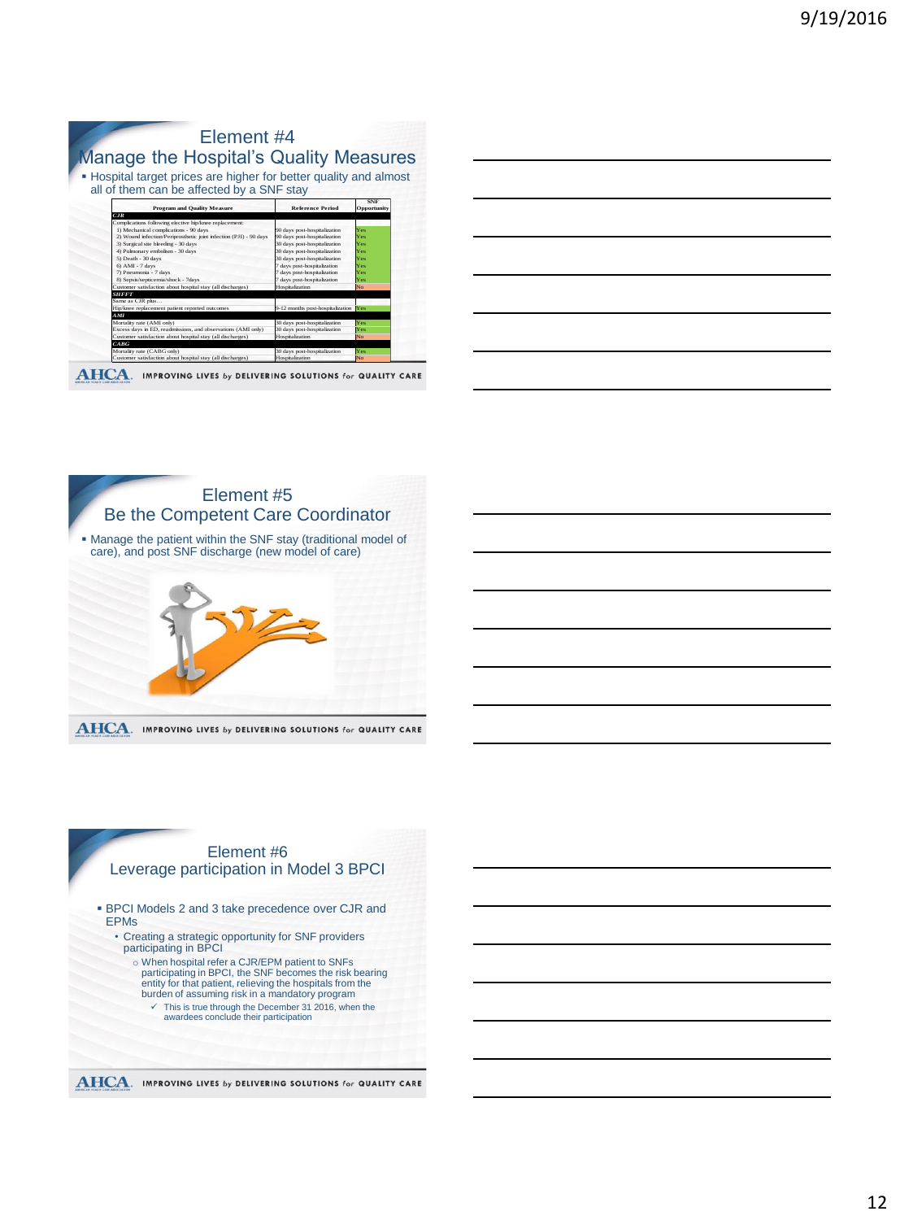## Element #4
## Manage the Hospital's Quality Measures

- Hospital target prices are higher for better quality and almost all of them can be affected by a SNF stay

| Program and Quality Measure | Reference Period | SNF Opportunity |
|---|---|---|
| **CJR** | | |
| Complications following elective hip/knee replacement: | | |
| 1) Mechanical complications - 90 days | 90 days post-hospitalization | Yes |
| 2) Wound infection/Periprosthetic joint infection (PJI) - 90 days | 90 days post-hospitalization | Yes |
| 3) Surgical site bleeding - 30 days | 30 days post-hospitalization | Yes |
| 4) Pulmonary embolism - 30 days | 30 days post-hospitalization | Yes |
| 5) Death - 30 days | 30 days post-hospitalization | Yes |
| 6) AMI - 7 days | 7 days post-hospitalization | Yes |
| 7) Pneumonia - 7 days | 7 days post-hospitalization | Yes |
| 8) Sepsis/septicemia/shock - 7days | 7 days post-hospitalization | Yes |
| Customer satisfaction about hospital stay (all discharges) | Hospitalization | No |
| **SHFFT** | | |
| Same as CJR plus… | | |
| Hip/knee replacement patient reported outcomes | 9-12 months post-hospitalization | Yes |
| **AMI** | | |
| Mortality rate (AMI only) | 30 days post-hospitalization | Yes |
| Excess days in ED, readmissions, and observations (AMI only) | 30 days post-hospitalization | Yes |
| Customer satisfaction about hospital stay (all discharges) | Hospitalization | No |
| **CABG** | | |
| Mortality rate (CABG only) | 30 days post-hospitalization | Yes |
| Customer satisfaction about hospital stay (all discharges) | Hospitalization | No |

AHCA. IMPROVING LIVES by DELIVERING SOLUTIONS for QUALITY CARE

## Element #5
## Be the Competent Care Coordinator

- Manage the patient within the SNF stay (traditional model of care), and post SNF discharge (new model of care)

AHCA. IMPROVING LIVES by DELIVERING SOLUTIONS for QUALITY CARE

## Element #6
## Leverage participation in Model 3 BPCI

- BPCI Models 2 and 3 take precedence over CJR and EPMs
  - Creating a strategic opportunity for SNF providers participating in BPCI
    - When hospital refer a CJR/EPM patient to SNFs participating in BPCI, the SNF becomes the risk bearing entity for that patient, relieving the hospitals from the burden of assuming risk in a mandatory program
      - ✓ This is true through the December 31 2016, when the awardees conclude their participation

AHCA. IMPROVING LIVES by DELIVERING SOLUTIONS for QUALITY CARE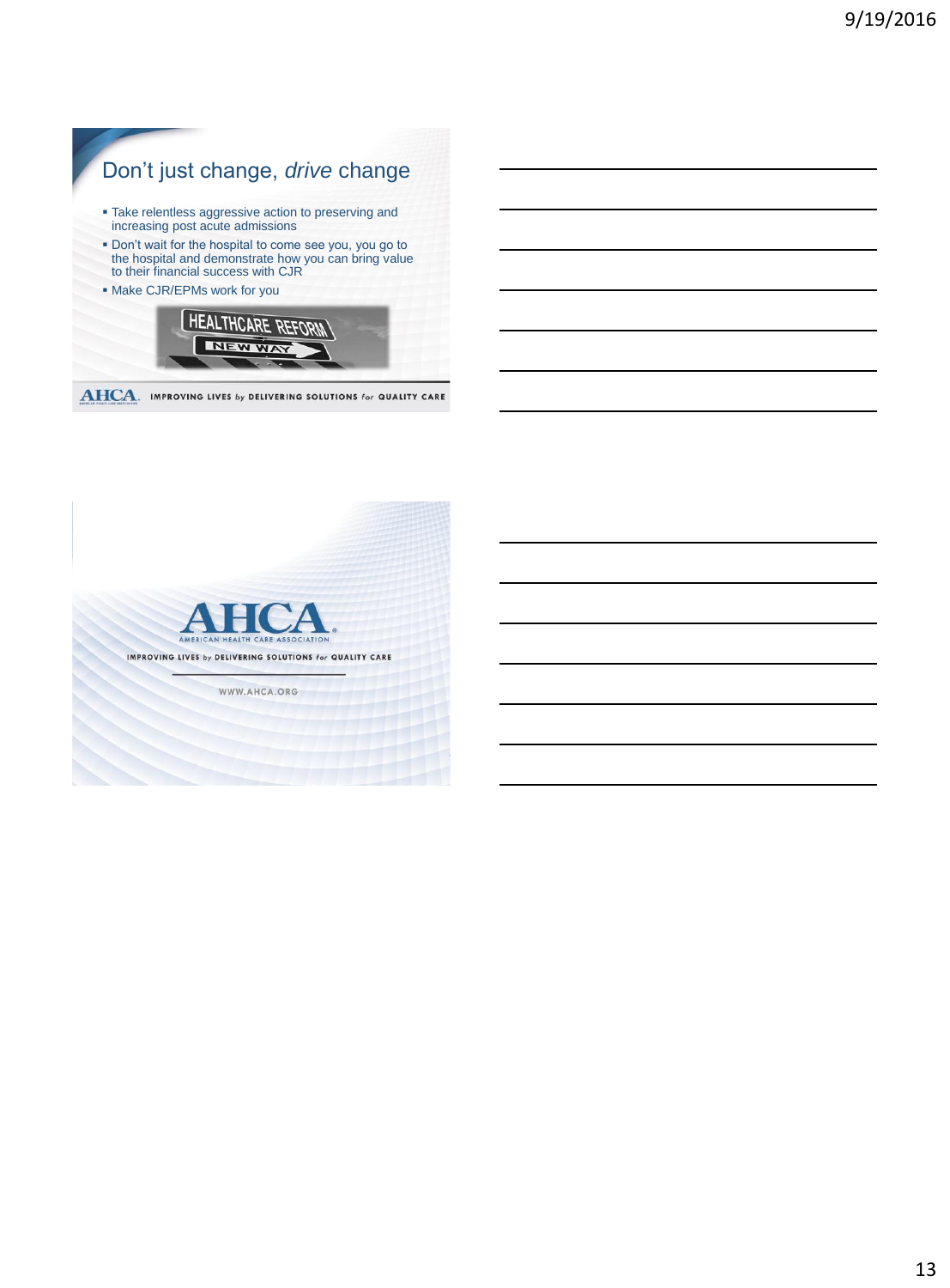## Don't just change, *drive* change

- Take relentless aggressive action to preserving and increasing post acute admissions
- Don't wait for the hospital to come see you, you go to the hospital and demonstrate how you can bring value to their financial success with CJR
- Make CJR/EPMs work for you

HEALTHCARE REFORM

NEW WAY

AHCA. IMPROVING LIVES by DELIVERING SOLUTIONS for QUALITY CARE

AHCA.
AMERICAN HEALTH CARE ASSOCIATION

IMPROVING LIVES by DELIVERING SOLUTIONS for QUALITY CARE

WWW.AHCA.ORG